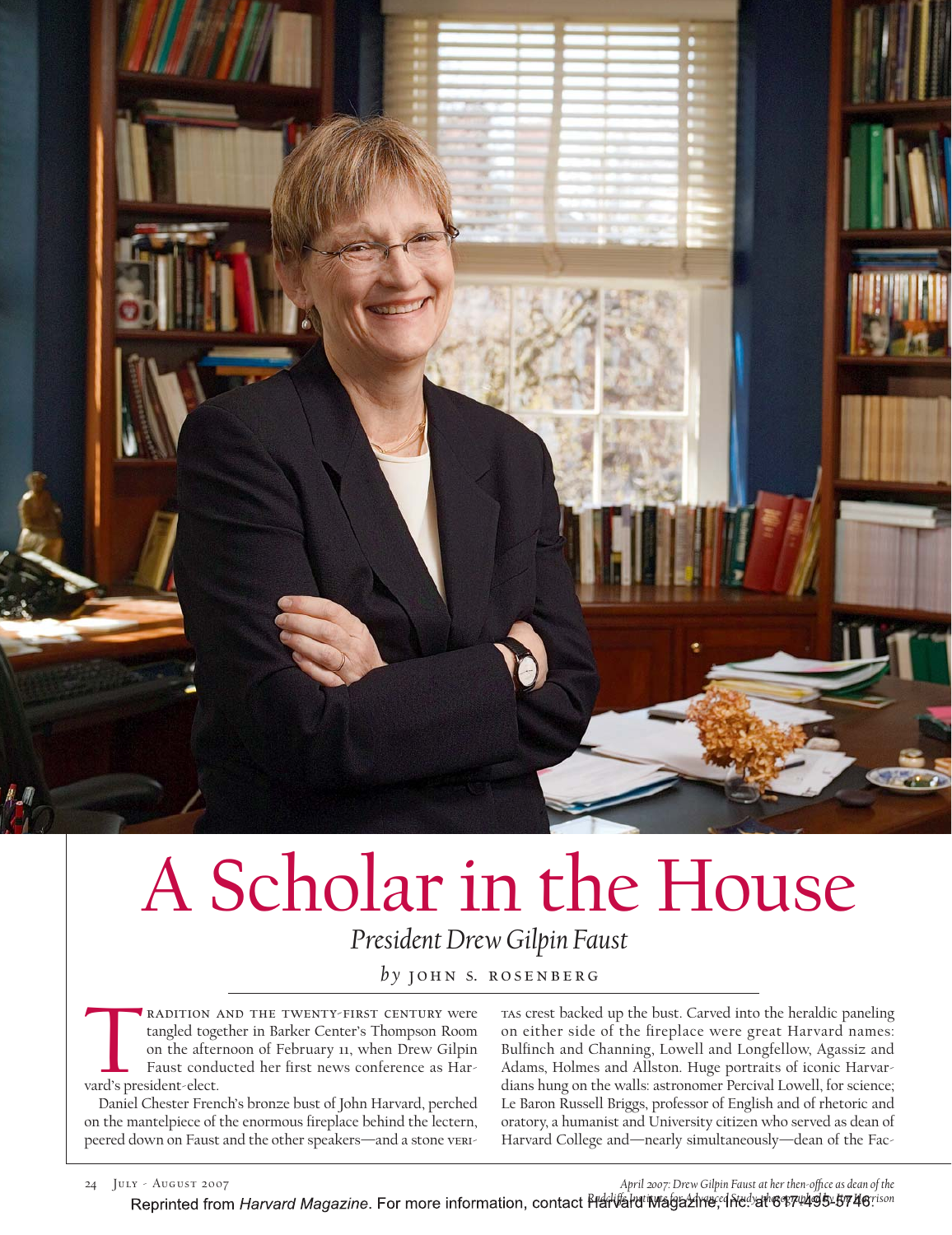# A Scholar in the House

*President Drew Gilpin Faust*

*by* JOHN S. ROSENBERG

TRADITION AND THE TWENTY-FIRST CENTURY were tangled together in Barker Center's Thompson Room on the afternoon of February 11, when Drew Gilpin Faust conducted her first news conference as Harvard's president-elect.

Daniel Chester French's bronze bust of John Harvard, perched on the mantelpiece of the enormous fireplace behind the lectern, peered down on Faust and the other speakers—and a stone VERITAS crest backed up the bust. Carved into the heraldic paneling on either side of the fireplace were great Harvard names: Bulfinch and Channing, Lowell and Longfellow, Agassiz and Adams, Holmes and Allston. Huge portraits of iconic Harvardians hung on the walls: astronomer Percival Lowell, for science; Le Baron Russell Briggs, professor of English and of rhetoric and oratory, a humanist and University citizen who served as dean of Harvard College and—nearly simultaneously—dean of the Fac-

*April 2007: Drew Gilpin Faust at her then-office as dean of the Radcliffe Institute for Advanced Study; photograph by Jim Harrison*

Reprinted from *Harvard Magazine*. For more information, contact Harvard Magazine, Inc. at 617-495-5746.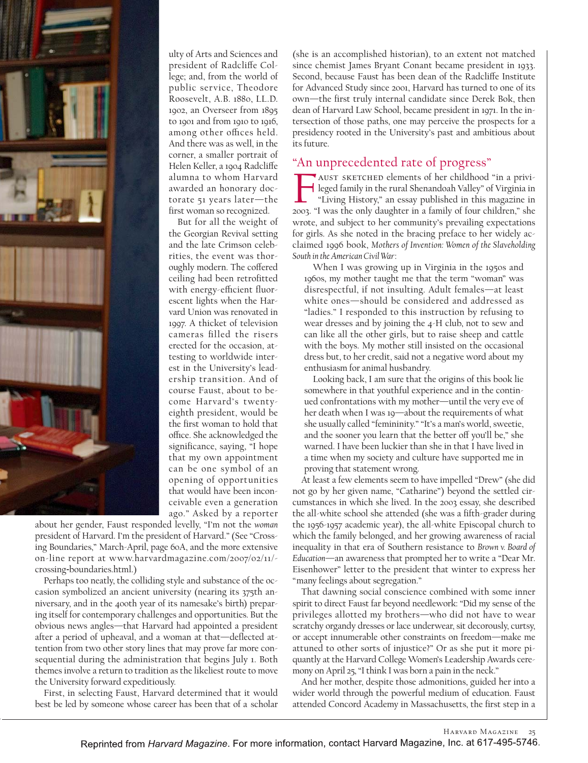ulty of Arts and Sciences and president of Radcliffe College; and, from the world of public service, Theodore Roosevelt, A.B. 1880, LL.D. 1902, an Overseer from 1895 to 1901 and from 1910 to 1916, among other offices held. And there was as well, in the corner, a smaller portrait of Helen Keller, a 1904 Radcliffe alumna to whom Harvard awarded an honorary doctorate 51 years later—the first woman so recognized.

But for all the weight of the Georgian Revival setting and the late Crimson celebrities, the event was thoroughly modern. The coffered ceiling had been retrofitted with energy-efficient fluorescent lights when the Harvard Union was renovated in 1997. A thicket of television cameras filled the risers erected for the occasion, attesting to worldwide interest in the University's leadership transition. And of course Faust, about to become Harvard's twenty-eighth president, would be the first woman to hold that office. She acknowledged the significance, saying, "I hope that my own appointment can be one symbol of an opening of opportunities that would have been inconceivable even a generation ago." Asked by a reporter about her gender, Faust responded levelly, "I'm not the *woman* president of Harvard. I'm the president of Harvard." (See "Crossing Boundaries," March-April, page 60A, and the more extensive on-line report at www.harvardmagazine.com/2007/02/11/-crossing-boundaries.html.)

Perhaps too neatly, the colliding style and substance of the occasion symbolized an ancient university (nearing its 375th anniversary, and in the 400th year of its namesake's birth) preparing itself for contemporary challenges and opportunities. But the obvious news angles—that Harvard had appointed a president after a period of upheaval, and a woman at that—deflected attention from two other story lines that may prove far more consequential during the administration that begins July 1. Both themes involve a return to tradition as the likeliest route to move the University forward expeditiously.

First, in selecting Faust, Harvard determined that it would best be led by someone whose career has been that of a scholar (she is an accomplished historian), to an extent not matched since chemist James Bryant Conant became president in 1933. Second, because Faust has been dean of the Radcliffe Institute for Advanced Study since 2001, Harvard has turned to one of its own—the first truly internal candidate since Derek Bok, then dean of Harvard Law School, became president in 1971. In the intersection of those paths, one may perceive the prospects for a presidency rooted in the University's past and ambitious about its future.

## "An unprecedented rate of progress"

Faust sketched elements of her childhood "in a privileged family in the rural Shenandoah Valley" of Virginia in "Living History," an essay published in this magazine in 2003. "I was the only daughter in a family of four children," she wrote, and subject to her community's prevailing expectations for girls. As she noted in the bracing preface to her widely acclaimed 1996 book, *Mothers of Invention: Women of the Slaveholding South in the American Civil War*:

> When I was growing up in Virginia in the 1950s and 1960s, my mother taught me that the term "woman" was disrespectful, if not insulting. Adult females—at least white ones—should be considered and addressed as "ladies." I responded to this instruction by refusing to wear dresses and by joining the 4-H club, not to sew and can like all the other girls, but to raise sheep and cattle with the boys. My mother still insisted on the occasional dress but, to her credit, said not a negative word about my enthusiasm for animal husbandry.
>
> Looking back, I am sure that the origins of this book lie somewhere in that youthful experience and in the continued confrontations with my mother—until the very eve of her death when I was 19—about the requirements of what she usually called "femininity." "It's a man's world, sweetie, and the sooner you learn that the better off you'll be," she warned. I have been luckier than she in that I have lived in a time when my society and culture have supported me in proving that statement wrong.

At least a few elements seem to have impelled "Drew" (she did not go by her given name, "Catharine") beyond the settled circumstances in which she lived. In the 2003 essay, she described the all-white school she attended (she was a fifth-grader during the 1956-1957 academic year), the all-white Episcopal church to which the family belonged, and her growing awareness of racial inequality in that era of Southern resistance to *Brown v. Board of Education*—an awareness that prompted her to write a "Dear Mr. Eisenhower" letter to the president that winter to express her "many feelings about segregation."

That dawning social conscience combined with some inner spirit to direct Faust far beyond needlework: "Did my sense of the privileges allotted my brothers—who did not have to wear scratchy organdy dresses or lace underwear, sit decorously, curtsy, or accept innumerable other constraints on freedom—make me attuned to other sorts of injustice?" Or as she put it more piquantly at the Harvard College Women's Leadership Awards ceremony on April 25, "I think I was born a pain in the neck."

And her mother, despite those admonitions, guided her into a wider world through the powerful medium of education. Faust attended Concord Academy in Massachusetts, the first step in a

Reprinted from *Harvard Magazine*. For more information, contact Harvard Magazine, Inc. at 617-495-5746.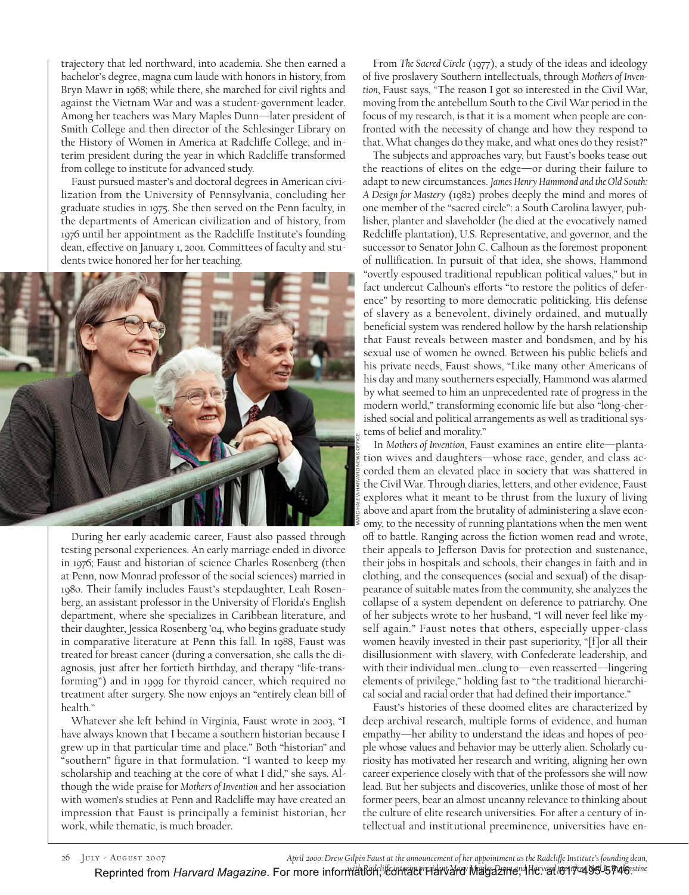trajectory that led northward, into academia. She then earned a bachelor's degree, magna cum laude with honors in history, from Bryn Mawr in 1968; while there, she marched for civil rights and against the Vietnam War and was a student-government leader. Among her teachers was Mary Maples Dunn—later president of Smith College and then director of the Schlesinger Library on the History of Women in America at Radcliffe College, and interim president during the year in which Radcliffe transformed from college to institute for advanced study.

Faust pursued master's and doctoral degrees in American civilization from the University of Pennsylvania, concluding her graduate studies in 1975. She then served on the Penn faculty, in the departments of American civilization and of history, from 1976 until her appointment as the Radcliffe Institute's founding dean, effective on January 1, 2001. Committees of faculty and students twice honored her for her teaching.

MARC HALEVI/HARVARD NEWS OFFICE

*April 2000: Drew Gilpin Faust at the announcement of her appointment as the Radcliffe Institute's founding dean, with Radcliffe interim president Mary Maples Dunn and Harvard provost Harvey V. Fineberg*

During her early academic career, Faust also passed through testing personal experiences. An early marriage ended in divorce in 1976; Faust and historian of science Charles Rosenberg (then at Penn, now Monrad professor of the social sciences) married in 1980. Their family includes Faust's stepdaughter, Leah Rosenberg, an assistant professor in the University of Florida's English department, where she specializes in Caribbean literature, and their daughter, Jessica Rosenberg '04, who begins graduate study in comparative literature at Penn this fall. In 1988, Faust was treated for breast cancer (during a conversation, she calls the diagnosis, just after her fortieth birthday, and therapy "life-transforming") and in 1999 for thyroid cancer, which required no treatment after surgery. She now enjoys an "entirely clean bill of health."

Whatever she left behind in Virginia, Faust wrote in 2003, "I have always known that I became a southern historian because I grew up in that particular time and place." Both "historian" and "southern" figure in that formulation. "I wanted to keep my scholarship and teaching at the core of what I did," she says. Although the wide praise for *Mothers of Invention* and her association with women's studies at Penn and Radcliffe may have created an impression that Faust is principally a feminist historian, her work, while thematic, is much broader.

From *The Sacred Circle* (1977), a study of the ideas and ideology of five proslavery Southern intellectuals, through *Mothers of Invention*, Faust says, "The reason I got so interested in the Civil War, moving from the antebellum South to the Civil War period in the focus of my research, is that it is a moment when people are confronted with the necessity of change and how they respond to that. What changes do they make, and what ones do they resist?"

The subjects and approaches vary, but Faust's books tease out the reactions of elites on the edge—or during their failure to adapt to new circumstances. *James Henry Hammond and the Old South: A Design for Mastery* (1982) probes deeply the mind and mores of one member of the "sacred circle": a South Carolina lawyer, publisher, planter and slaveholder (he died at the evocatively named Redcliffe plantation), U.S. Representative, and governor, and the successor to Senator John C. Calhoun as the foremost proponent of nullification. In pursuit of that idea, she shows, Hammond "overtly espoused traditional republican political values," but in fact undercut Calhoun's efforts "to restore the politics of deference" by resorting to more democratic politicking. His defense of slavery as a benevolent, divinely ordained, and mutually beneficial system was rendered hollow by the harsh relationship that Faust reveals between master and bondsmen, and by his sexual use of women he owned. Between his public beliefs and his private needs, Faust shows, "Like many other Americans of his day and many southerners especially, Hammond was alarmed by what seemed to him an unprecedented rate of progress in the modern world," transforming economic life but also "long-cherished social and political arrangements as well as traditional systems of belief and morality."

In *Mothers of Invention*, Faust examines an entire elite—plantation wives and daughters—whose race, gender, and class accorded them an elevated place in society that was shattered in the Civil War. Through diaries, letters, and other evidence, Faust explores what it meant to be thrust from the luxury of living above and apart from the brutality of administering a slave economy, to the necessity of running plantations when the men went off to battle. Ranging across the fiction women read and wrote, their appeals to Jefferson Davis for protection and sustenance, their jobs in hospitals and schools, their changes in faith and in clothing, and the consequences (social and sexual) of the disappearance of suitable mates from the community, she analyzes the collapse of a system dependent on deference to patriarchy. One of her subjects wrote to her husband, "I will never feel like myself again." Faust notes that others, especially upper-class women heavily invested in their past superiority, "[f]or all their disillusionment with slavery, with Confederate leadership, and with their individual men…clung to—even reasserted—lingering elements of privilege," holding fast to "the traditional hierarchical social and racial order that had defined their importance."

Faust's histories of these doomed elites are characterized by deep archival research, multiple forms of evidence, and human empathy—her ability to understand the ideas and hopes of people whose values and behavior may be utterly alien. Scholarly curiosity has motivated her research and writing, aligning her own career experience closely with that of the professors she will now lead. But her subjects and discoveries, unlike those of most of her former peers, bear an almost uncanny relevance to thinking about the culture of elite research universities. For after a century of intellectual and institutional preeminence, universities have en-

Reprinted from *Harvard Magazine*. For more information, contact Harvard Magazine, Inc. at 617-495-5746.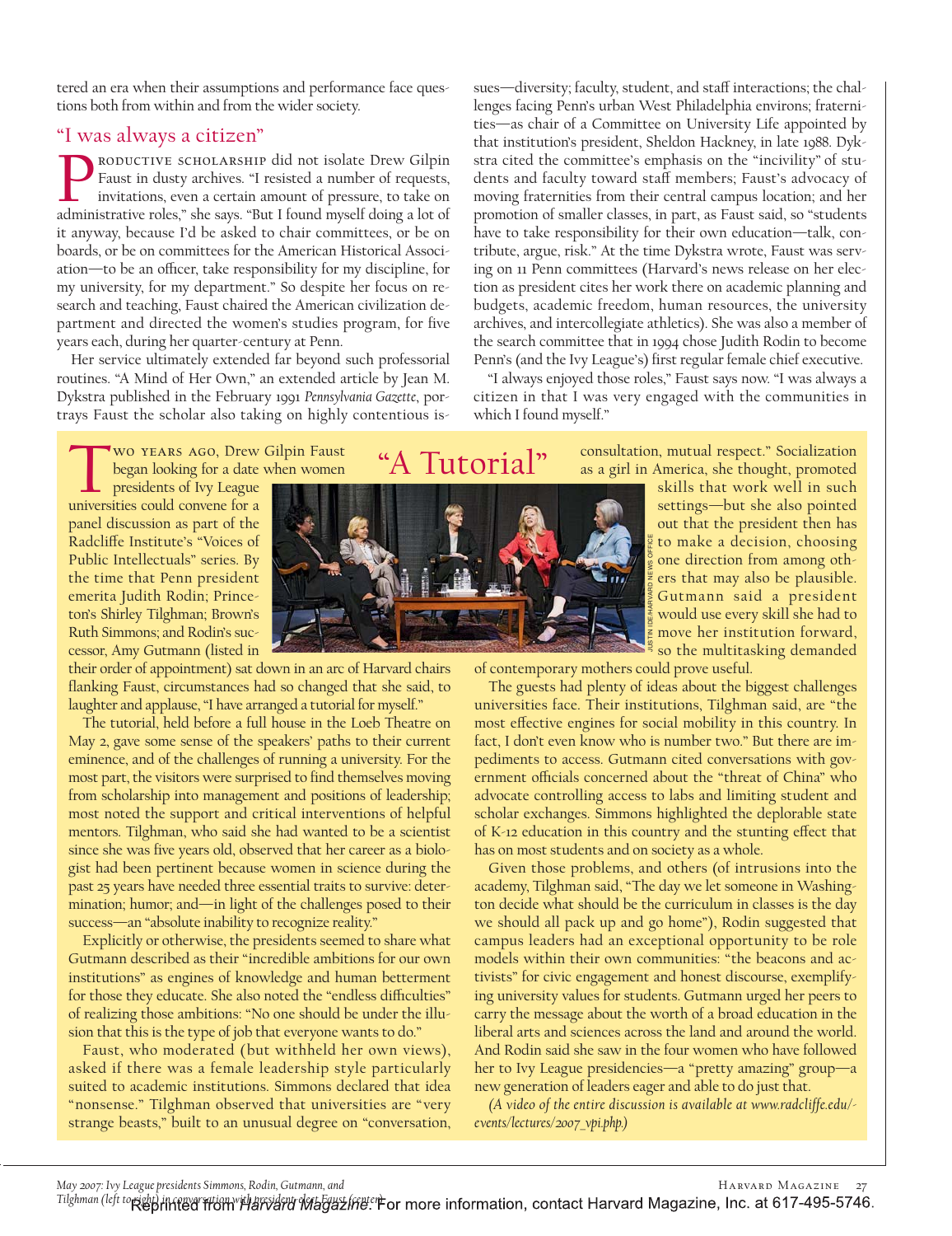tered an era when their assumptions and performance face questions both from within and from the wider society.

## "I was always a citizen"

Productive scholarship did not isolate Drew Gilpin Faust in dusty archives. "I resisted a number of requests, invitations, even a certain amount of pressure, to take on administrative roles," she says. "But I found myself doing a lot of it anyway, because I'd be asked to chair committees, or be on boards, or be on committees for the American Historical Association—to be an officer, take responsibility for my discipline, for my university, for my department." So despite her focus on research and teaching, Faust chaired the American civilization department and directed the women's studies program, for five years each, during her quarter-century at Penn.

Her service ultimately extended far beyond such professorial routines. "A Mind of Her Own," an extended article by Jean M. Dykstra published in the February 1991 *Pennsylvania Gazette*, portrays Faust the scholar also taking on highly contentious issues—diversity; faculty, student, and staff interactions; the challenges facing Penn's urban West Philadelphia environs; fraternities—as chair of a Committee on University Life appointed by that institution's president, Sheldon Hackney, in late 1988. Dykstra cited the committee's emphasis on the "incivility" of students and faculty toward staff members; Faust's advocacy of moving fraternities from their central campus location; and her promotion of smaller classes, in part, as Faust said, so "students have to take responsibility for their own education—talk, contribute, argue, risk." At the time Dykstra wrote, Faust was serving on 11 Penn committees (Harvard's news release on her election as president cites her work there on academic planning and budgets, academic freedom, human resources, the university archives, and intercollegiate athletics). She was also a member of the search committee that in 1994 chose Judith Rodin to become Penn's (and the Ivy League's) first regular female chief executive.

"I always enjoyed those roles," Faust says now. "I was always a citizen in that I was very engaged with the communities in which I found myself."

## "A Tutorial"

Two years ago, Drew Gilpin Faust began looking for a date when women presidents of Ivy League universities could convene for a panel discussion as part of the Radcliffe Institute's "Voices of Public Intellectuals" series. By the time that Penn president emerita Judith Rodin; Princeton's Shirley Tilghman; Brown's Ruth Simmons; and Rodin's successor, Amy Gutmann (listed in their order of appointment) sat down in an arc of Harvard chairs flanking Faust, circumstances had so changed that she said, to laughter and applause, "I have arranged a tutorial for myself."

JUSTIN IDE/HARVARD NEWS OFFICE

The tutorial, held before a full house in the Loeb Theatre on May 2, gave some sense of the speakers' paths to their current eminence, and of the challenges of running a university. For the most part, the visitors were surprised to find themselves moving from scholarship into management and positions of leadership; most noted the support and critical interventions of helpful mentors. Tilghman, who said she had wanted to be a scientist since she was five years old, observed that her career as a biologist had been pertinent because women in science during the past 25 years have needed three essential traits to survive: determination; humor; and—in light of the challenges posed to their success—an "absolute inability to recognize reality."

Explicitly or otherwise, the presidents seemed to share what Gutmann described as their "incredible ambitions for our own institutions" as engines of knowledge and human betterment for those they educate. She also noted the "endless difficulties" of realizing those ambitions: "No one should be under the illusion that this is the type of job that everyone wants to do."

Faust, who moderated (but withheld her own views), asked if there was a female leadership style particularly suited to academic institutions. Simmons declared that idea "nonsense." Tilghman observed that universities are "very strange beasts," built to an unusual degree on "conversation, consultation, mutual respect." Socialization as a girl in America, she thought, promoted skills that work well in such settings—but she also pointed out that the president then has to make a decision, choosing one direction from among others that may also be plausible. Gutmann said a president would use every skill she had to move her institution forward, so the multitasking demanded of contemporary mothers could prove useful.

The guests had plenty of ideas about the biggest challenges universities face. Their institutions, Tilghman said, are "the most effective engines for social mobility in this country. In fact, I don't even know who is number two." But there are impediments to access. Gutmann cited conversations with government officials concerned about the "threat of China" who advocate controlling access to labs and limiting student and scholar exchanges. Simmons highlighted the deplorable state of K-12 education in this country and the stunting effect that has on most students and on society as a whole.

Given those problems, and others (of intrusions into the academy, Tilghman said, "The day we let someone in Washington decide what should be the curriculum in classes is the day we should all pack up and go home"), Rodin suggested that campus leaders had an exceptional opportunity to be role models within their own communities: "the beacons and activists" for civic engagement and honest discourse, exemplifying university values for students. Gutmann urged her peers to carry the message about the worth of a broad education in the liberal arts and sciences across the land and around the world. And Rodin said she saw in the four women who have followed her to Ivy League presidencies—a "pretty amazing" group—a new generation of leaders eager and able to do just that.

*(A video of the entire discussion is available at www.radcliffe.edu/events/lectures/2007_vpi.php.)*

*May 2007: Ivy League presidents Simmons, Rodin, Gutmann, and Tilghman (left to right) in conversation with president-elect Faust (center).*

Reprinted from *Harvard Magazine*. For more information, contact Harvard Magazine, Inc. at 617-495-5746.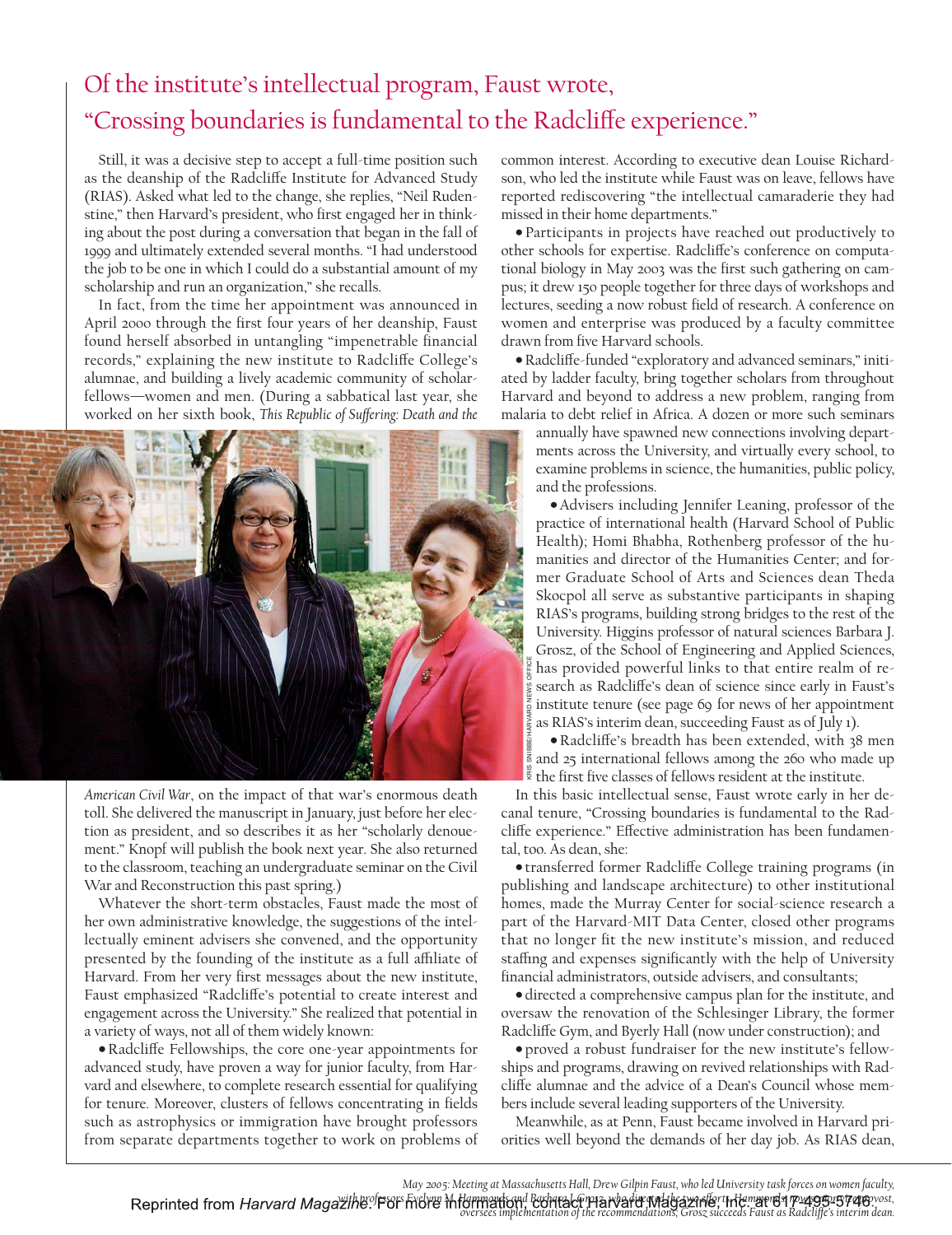## Of the institute's intellectual program, Faust wrote, "Crossing boundaries is fundamental to the Radcliffe experience."

Still, it was a decisive step to accept a full-time position such as the deanship of the Radcliffe Institute for Advanced Study (RIAS). Asked what led to the change, she replies, "Neil Rudenstine," then Harvard's president, who first engaged her in thinking about the post during a conversation that began in the fall of 1999 and ultimately extended several months. "I had understood the job to be one in which I could do a substantial amount of my scholarship and run an organization," she recalls.

In fact, from the time her appointment was announced in April 2000 through the first four years of her deanship, Faust found herself absorbed in untangling "impenetrable financial records," explaining the new institute to Radcliffe College's alumnae, and building a lively academic community of scholar-fellows—women and men. (During a sabbatical last year, she worked on her sixth book, *This Republic of Suffering: Death and the American Civil War*, on the impact of that war's enormous death toll. She delivered the manuscript in January, just before her election as president, and so describes it as her "scholarly denouement." Knopf will publish the book next year. She also returned to the classroom, teaching an undergraduate seminar on the Civil War and Reconstruction this past spring.)

Whatever the short-term obstacles, Faust made the most of her own administrative knowledge, the suggestions of the intellectually eminent advisers she convened, and the opportunity presented by the founding of the institute as a full affiliate of Harvard. From her very first messages about the new institute, Faust emphasized "Radcliffe's potential to create interest and engagement across the University." She realized that potential in a variety of ways, not all of them widely known:

- Radcliffe Fellowships, the core one-year appointments for advanced study, have proven a way for junior faculty, from Harvard and elsewhere, to complete research essential for qualifying for tenure. Moreover, clusters of fellows concentrating in fields such as astrophysics or immigration have brought professors from separate departments together to work on problems of common interest. According to executive dean Louise Richardson, who led the institute while Faust was on leave, fellows have reported rediscovering "the intellectual camaraderie they had missed in their home departments."
- Participants in projects have reached out productively to other schools for expertise. Radcliffe's conference on computational biology in May 2003 was the first such gathering on campus; it drew 150 people together for three days of workshops and lectures, seeding a now robust field of research. A conference on women and enterprise was produced by a faculty committee drawn from five Harvard schools.
- Radcliffe-funded "exploratory and advanced seminars," initiated by ladder faculty, bring together scholars from throughout Harvard and beyond to address a new problem, ranging from malaria to debt relief in Africa. A dozen or more such seminars annually have spawned new connections involving departments across the University, and virtually every school, to examine problems in science, the humanities, public policy, and the professions.
- Advisers including Jennifer Leaning, professor of the practice of international health (Harvard School of Public Health); Homi Bhabha, Rothenberg professor of the humanities and director of the Humanities Center; and former Graduate School of Arts and Sciences dean Theda Skocpol all serve as substantive participants in shaping RIAS's programs, building strong bridges to the rest of the University. Higgins professor of natural sciences Barbara J. Grosz, of the School of Engineering and Applied Sciences, has provided powerful links to that entire realm of research as Radcliffe's dean of science since early in Faust's institute tenure (see page 69 for news of her appointment as RIAS's interim dean, succeeding Faust as of July 1).
- Radcliffe's breadth has been extended, with 38 men and 25 international fellows among the 260 who made up the first five classes of fellows resident at the institute.

In this basic intellectual sense, Faust wrote early in her decanal tenure, "Crossing boundaries is fundamental to the Radcliffe experience." Effective administration has been fundamental, too. As dean, she:

- transferred former Radcliffe College training programs (in publishing and landscape architecture) to other institutional homes, made the Murray Center for social-science research a part of the Harvard-MIT Data Center, closed other programs that no longer fit the new institute's mission, and reduced staffing and expenses significantly with the help of University financial administrators, outside advisers, and consultants;
- directed a comprehensive campus plan for the institute, and oversaw the renovation of the Schlesinger Library, the former Radcliffe Gym, and Byerly Hall (now under construction); and
- proved a robust fundraiser for the new institute's fellowships and programs, drawing on revived relationships with Radcliffe alumnae and the advice of a Dean's Council whose members include several leading supporters of the University.

Meanwhile, as at Penn, Faust became involved in Harvard priorities well beyond the demands of her day job. As RIAS dean,

KRIS SNIBBE/HARVARD NEWS OFFICE

*May 2005: Meeting at Massachusetts Hall, Drew Gilpin Faust, who led University task forces on women faculty, with professors Evelynn M. Hammonds and Barbara J. Grosz, who directed the two efforts. Hammonds, now senior vice provost, oversees implementation of the recommendations; Grosz succeeds Faust as Radcliffe's interim dean.*

Reprinted from *Harvard Magazine*. For more information, contact Harvard Magazine, Inc. at 617-495-5746.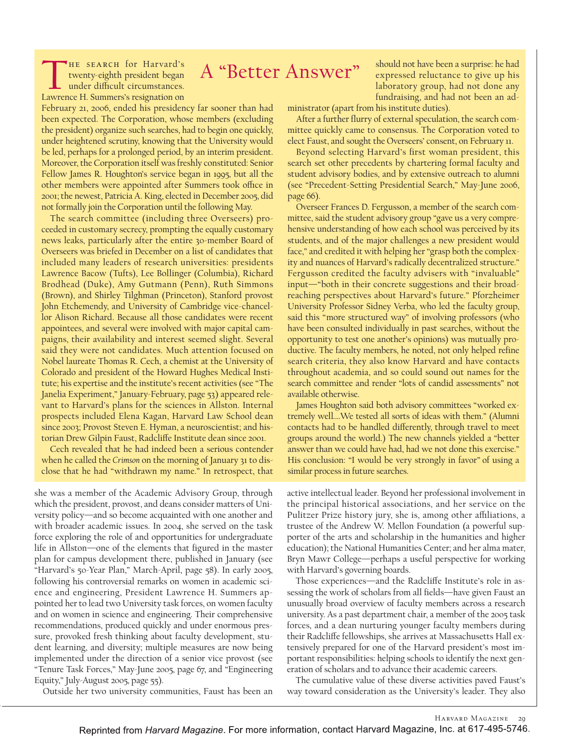## A "Better Answer"

The search for Harvard's twenty-eighth president began under difficult circumstances. Lawrence H. Summers's resignation on February 21, 2006, ended his presidency far sooner than had been expected. The Corporation, whose members (excluding the president) organize such searches, had to begin one quickly, under heightened scrutiny, knowing that the University would be led, perhaps for a prolonged period, by an interim president. Moreover, the Corporation itself was freshly constituted: Senior Fellow James R. Houghton's service began in 1995, but all the other members were appointed after Summers took office in 2001; the newest, Patricia A. King, elected in December 2005, did not formally join the Corporation until the following May.

The search committee (including three Overseers) proceeded in customary secrecy, prompting the equally customary news leaks, particularly after the entire 30-member Board of Overseers was briefed in December on a list of candidates that included many leaders of research universities: presidents Lawrence Bacow (Tufts), Lee Bollinger (Columbia), Richard Brodhead (Duke), Amy Gutmann (Penn), Ruth Simmons (Brown), and Shirley Tilghman (Princeton), Stanford provost John Etchemendy, and University of Cambridge vice-chancellor Alison Richard. Because all those candidates were recent appointees, and several were involved with major capital campaigns, their availability and interest seemed slight. Several said they were not candidates. Much attention focused on Nobel laureate Thomas R. Cech, a chemist at the University of Colorado and president of the Howard Hughes Medical Institute; his expertise and the institute's recent activities (see "The Janelia Experiment," January-February, page 53) appeared relevant to Harvard's plans for the sciences in Allston. Internal prospects included Elena Kagan, Harvard Law School dean since 2003; Provost Steven E. Hyman, a neuroscientist; and historian Drew Gilpin Faust, Radcliffe Institute dean since 2001.

Cech revealed that he had indeed been a serious contender when he called the *Crimson* on the morning of January 31 to disclose that he had "withdrawn my name." In retrospect, that should not have been a surprise: he had expressed reluctance to give up his laboratory group, had not done any fundraising, and had not been an administrator (apart from his institute duties).

After a further flurry of external speculation, the search committee quickly came to consensus. The Corporation voted to elect Faust, and sought the Overseers' consent, on February 11.

Beyond selecting Harvard's first woman president, this search set other precedents by chartering formal faculty and student advisory bodies, and by extensive outreach to alumni (see "Precedent-Setting Presidential Search," May-June 2006, page 66).

Overseer Frances D. Fergusson, a member of the search committee, said the student advisory group "gave us a very comprehensive understanding of how each school was perceived by its students, and of the major challenges a new president would face," and credited it with helping her "grasp both the complexity and nuances of Harvard's radically decentralized structure." Fergusson credited the faculty advisers with "invaluable" input—"both in their concrete suggestions and their broad-reaching perspectives about Harvard's future." Pforzheimer University Professor Sidney Verba, who led the faculty group, said this "more structured way" of involving professors (who have been consulted individually in past searches, without the opportunity to test one another's opinions) was mutually productive. The faculty members, he noted, not only helped refine search criteria, they also know Harvard and have contacts throughout academia, and so could sound out names for the search committee and render "lots of candid assessments" not available otherwise.

James Houghton said both advisory committees "worked extremely well....We tested all sorts of ideas with them." (Alumni contacts had to be handled differently, through travel to meet groups around the world.) The new channels yielded a "better answer than we could have had, had we not done this exercise." His conclusion: "I would be very strongly in favor" of using a similar process in future searches.

---

she was a member of the Academic Advisory Group, through which the president, provost, and deans consider matters of University policy—and so become acquainted with one another and with broader academic issues. In 2004, she served on the task force exploring the role of and opportunities for undergraduate life in Allston—one of the elements that figured in the master plan for campus development there, published in January (see "Harvard's 50-Year Plan," March-April, page 58). In early 2005, following his controversial remarks on women in academic science and engineering, President Lawrence H. Summers appointed her to lead two University task forces, on women faculty and on women in science and engineering. Their comprehensive recommendations, produced quickly and under enormous pressure, provoked fresh thinking about faculty development, student learning, and diversity; multiple measures are now being implemented under the direction of a senior vice provost (see "Tenure Task Forces," May-June 2005, page 67, and "Engineering Equity," July-August 2005, page 55).

Outside her two university communities, Faust has been an active intellectual leader. Beyond her professional involvement in the principal historical associations, and her service on the Pulitzer Prize history jury, she is, among other affiliations, a trustee of the Andrew W. Mellon Foundation (a powerful supporter of the arts and scholarship in the humanities and higher education); the National Humanities Center; and her alma mater, Bryn Mawr College—perhaps a useful perspective for working with Harvard's governing boards.

Those experiences—and the Radcliffe Institute's role in assessing the work of scholars from all fields—have given Faust an unusually broad overview of faculty members across a research university. As a past department chair, a member of the 2005 task forces, and a dean nurturing younger faculty members during their Radcliffe fellowships, she arrives at Massachusetts Hall extensively prepared for one of the Harvard president's most important responsibilities: helping schools to identify the next generation of scholars and to advance their academic careers.

The cumulative value of these diverse activities paved Faust's way toward consideration as the University's leader. They also

Reprinted from *Harvard Magazine*. For more information, contact Harvard Magazine, Inc. at 617-495-5746.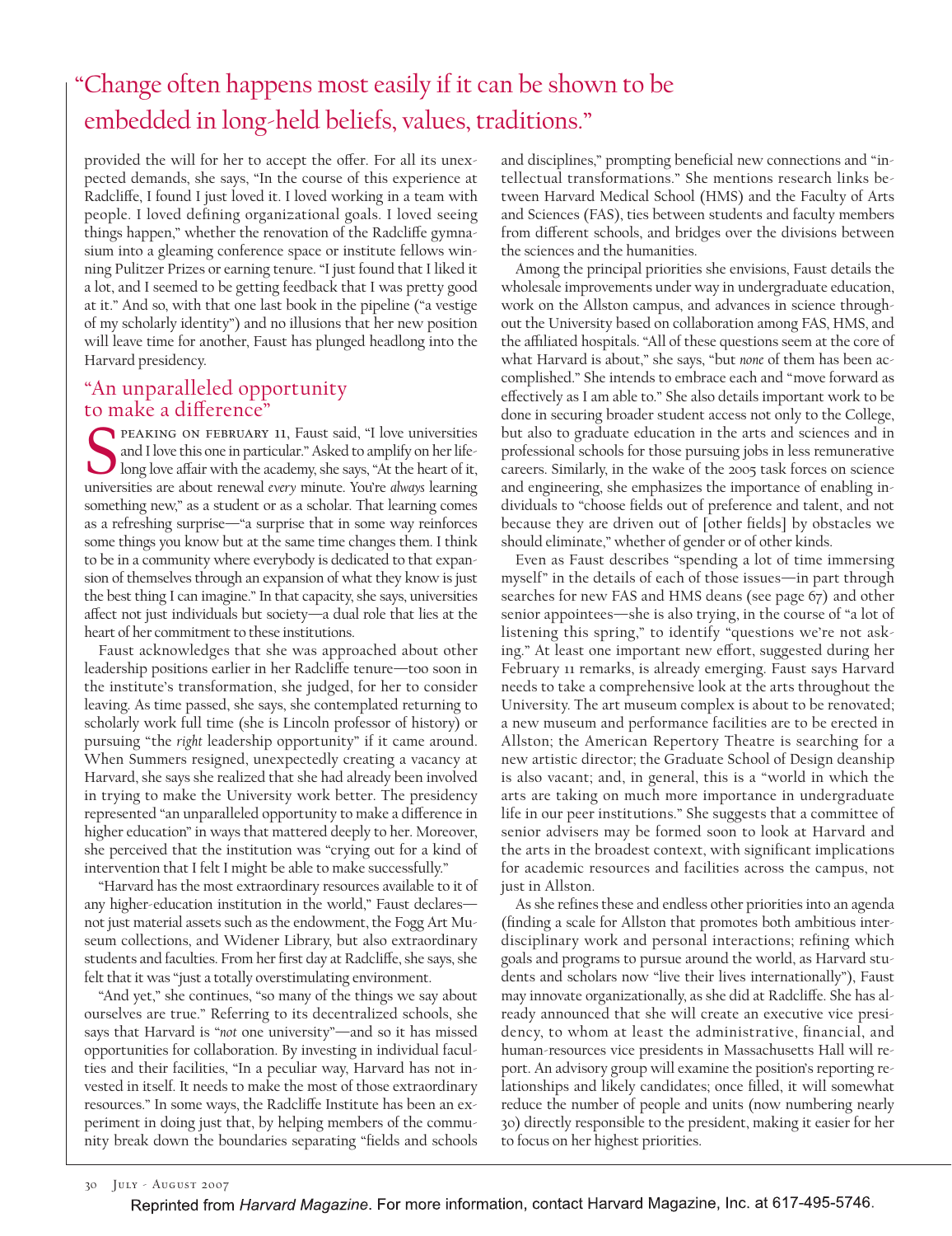> "Change often happens most easily if it can be shown to be embedded in long-held beliefs, values, traditions."

provided the will for her to accept the offer. For all its unexpected demands, she says, "In the course of this experience at Radcliffe, I found I just loved it. I loved working in a team with people. I loved defining organizational goals. I loved seeing things happen," whether the renovation of the Radcliffe gymnasium into a gleaming conference space or institute fellows winning Pulitzer Prizes or earning tenure. "I just found that I liked it a lot, and I seemed to be getting feedback that I was pretty good at it." And so, with that one last book in the pipeline ("a vestige of my scholarly identity") and no illusions that her new position will leave time for another, Faust has plunged headlong into the Harvard presidency.

## "An unparalleled opportunity to make a difference"

Speaking on February 11, Faust said, "I love universities and I love this one in particular." Asked to amplify on her lifelong love affair with the academy, she says, "At the heart of it, universities are about renewal *every* minute. You're *always* learning something new," as a student or as a scholar. That learning comes as a refreshing surprise—"a surprise that in some way reinforces some things you know but at the same time changes them. I think to be in a community where everybody is dedicated to that expansion of themselves through an expansion of what they know is just the best thing I can imagine." In that capacity, she says, universities affect not just individuals but society—a dual role that lies at the heart of her commitment to these institutions.

Faust acknowledges that she was approached about other leadership positions earlier in her Radcliffe tenure—too soon in the institute's transformation, she judged, for her to consider leaving. As time passed, she says, she contemplated returning to scholarly work full time (she is Lincoln professor of history) or pursuing "the *right* leadership opportunity" if it came around. When Summers resigned, unexpectedly creating a vacancy at Harvard, she says she realized that she had already been involved in trying to make the University work better. The presidency represented "an unparalleled opportunity to make a difference in higher education" in ways that mattered deeply to her. Moreover, she perceived that the institution was "crying out for a kind of intervention that I felt I might be able to make successfully."

"Harvard has the most extraordinary resources available to it of any higher-education institution in the world," Faust declares—not just material assets such as the endowment, the Fogg Art Museum collections, and Widener Library, but also extraordinary students and faculties. From her first day at Radcliffe, she says, she felt that it was "just a totally overstimulating environment.

"And yet," she continues, "so many of the things we say about ourselves are true." Referring to its decentralized schools, she says that Harvard is "*not* one university"—and so it has missed opportunities for collaboration. By investing in individual faculties and their facilities, "In a peculiar way, Harvard has not invested in itself. It needs to make the most of those extraordinary resources." In some ways, the Radcliffe Institute has been an experiment in doing just that, by helping members of the community break down the boundaries separating "fields and schools and disciplines," prompting beneficial new connections and "intellectual transformations." She mentions research links between Harvard Medical School (HMS) and the Faculty of Arts and Sciences (FAS), ties between students and faculty members from different schools, and bridges over the divisions between the sciences and the humanities.

Among the principal priorities she envisions, Faust details the wholesale improvements under way in undergraduate education, work on the Allston campus, and advances in science throughout the University based on collaboration among FAS, HMS, and the affiliated hospitals. "All of these questions seem at the core of what Harvard is about," she says, "but *none* of them has been accomplished." She intends to embrace each and "move forward as effectively as I am able to." She also details important work to be done in securing broader student access not only to the College, but also to graduate education in the arts and sciences and in professional schools for those pursuing jobs in less remunerative careers. Similarly, in the wake of the 2005 task forces on science and engineering, she emphasizes the importance of enabling individuals to "choose fields out of preference and talent, and not because they are driven out of [other fields] by obstacles we should eliminate," whether of gender or of other kinds.

Even as Faust describes "spending a lot of time immersing myself" in the details of each of those issues—in part through searches for new FAS and HMS deans (see page 67) and other senior appointees—she is also trying, in the course of "a lot of listening this spring," to identify "questions we're not asking." At least one important new effort, suggested during her February 11 remarks, is already emerging. Faust says Harvard needs to take a comprehensive look at the arts throughout the University. The art museum complex is about to be renovated; a new museum and performance facilities are to be erected in Allston; the American Repertory Theatre is searching for a new artistic director; the Graduate School of Design deanship is also vacant; and, in general, this is a "world in which the arts are taking on much more importance in undergraduate life in our peer institutions." She suggests that a committee of senior advisers may be formed soon to look at Harvard and the arts in the broadest context, with significant implications for academic resources and facilities across the campus, not just in Allston.

As she refines these and endless other priorities into an agenda (finding a scale for Allston that promotes both ambitious interdisciplinary work and personal interactions; refining which goals and programs to pursue around the world, as Harvard students and scholars now "live their lives internationally"), Faust may innovate organizationally, as she did at Radcliffe. She has already announced that she will create an executive vice presidency, to whom at least the administrative, financial, and human-resources vice presidents in Massachusetts Hall will report. An advisory group will examine the position's reporting relationships and likely candidates; once filled, it will somewhat reduce the number of people and units (now numbering nearly 30) directly responsible to the president, making it easier for her to focus on her highest priorities.

Reprinted from *Harvard Magazine*. For more information, contact Harvard Magazine, Inc. at 617-495-5746.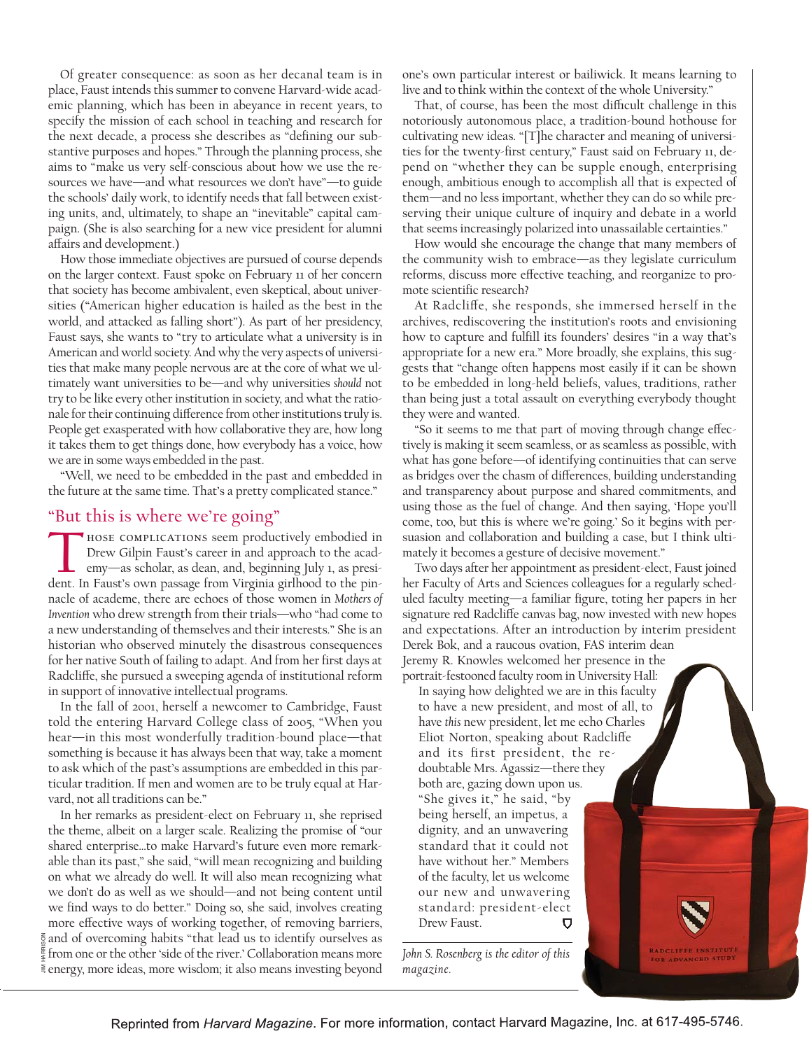Of greater consequence: as soon as her decanal team is in place, Faust intends this summer to convene Harvard-wide academic planning, which has been in abeyance in recent years, to specify the mission of each school in teaching and research for the next decade, a process she describes as "defining our substantive purposes and hopes." Through the planning process, she aims to "make us very self-conscious about how we use the resources we have—and what resources we don't have"—to guide the schools' daily work, to identify needs that fall between existing units, and, ultimately, to shape an "inevitable" capital campaign. (She is also searching for a new vice president for alumni affairs and development.)

How those immediate objectives are pursued of course depends on the larger context. Faust spoke on February 11 of her concern that society has become ambivalent, even skeptical, about universities ("American higher education is hailed as the best in the world, and attacked as falling short"). As part of her presidency, Faust says, she wants to "try to articulate what a university is in American and world society. And why the very aspects of universities that make many people nervous are at the core of what we ultimately want universities to be—and why universities *should* not try to be like every other institution in society, and what the rationale for their continuing difference from other institutions truly is. People get exasperated with how collaborative they are, how long it takes them to get things done, how everybody has a voice, how we are in some ways embedded in the past.

"Well, we need to be embedded in the past and embedded in the future at the same time. That's a pretty complicated stance."

## "But this is where we're going"

THOSE COMPLICATIONS seem productively embodied in Drew Gilpin Faust's career in and approach to the academy—as scholar, as dean, and, beginning July 1, as president. In Faust's own passage from Virginia girlhood to the pinnacle of academe, there are echoes of those women in *Mothers of Invention* who drew strength from their trials—who "had come to a new understanding of themselves and their interests." She is an historian who observed minutely the disastrous consequences for her native South of failing to adapt. And from her first days at Radcliffe, she pursued a sweeping agenda of institutional reform in support of innovative intellectual programs.

In the fall of 2001, herself a newcomer to Cambridge, Faust told the entering Harvard College class of 2005, "When you hear—in this most wonderfully tradition-bound place—that something is because it has always been that way, take a moment to ask which of the past's assumptions are embedded in this particular tradition. If men and women are to be truly equal at Harvard, not all traditions can be."

In her remarks as president-elect on February 11, she reprised the theme, albeit on a larger scale. Realizing the promise of "our shared enterprise…to make Harvard's future even more remarkable than its past," she said, "will mean recognizing and building on what we already do well. It will also mean recognizing what we don't do as well as we should—and not being content until we find ways to do better." Doing so, she said, involves creating more effective ways of working together, of removing barriers, and of overcoming habits "that lead us to identify ourselves as from one or the other 'side of the river.' Collaboration means more energy, more ideas, more wisdom; it also means investing beyond one's own particular interest or bailiwick. It means learning to live and to think within the context of the whole University."

That, of course, has been the most difficult challenge in this notoriously autonomous place, a tradition-bound hothouse for cultivating new ideas. "[T]he character and meaning of universities for the twenty-first century," Faust said on February 11, depend on "whether they can be supple enough, enterprising enough, ambitious enough to accomplish all that is expected of them—and no less important, whether they can do so while preserving their unique culture of inquiry and debate in a world that seems increasingly polarized into unassailable certainties."

How would she encourage the change that many members of the community wish to embrace—as they legislate curriculum reforms, discuss more effective teaching, and reorganize to promote scientific research?

At Radcliffe, she responds, she immersed herself in the archives, rediscovering the institution's roots and envisioning how to capture and fulfill its founders' desires "in a way that's appropriate for a new era." More broadly, she explains, this suggests that "change often happens most easily if it can be shown to be embedded in long-held beliefs, values, traditions, rather than being just a total assault on everything everybody thought they were and wanted.

"So it seems to me that part of moving through change effectively is making it seem seamless, or as seamless as possible, with what has gone before—of identifying continuities that can serve as bridges over the chasm of differences, building understanding and transparency about purpose and shared commitments, and using those as the fuel of change. And then saying, 'Hope you'll come, too, but this is where we're going.' So it begins with persuasion and collaboration and building a case, but I think ultimately it becomes a gesture of decisive movement."

Two days after her appointment as president-elect, Faust joined her Faculty of Arts and Sciences colleagues for a regularly scheduled faculty meeting—a familiar figure, toting her papers in her signature red Radcliffe canvas bag, now invested with new hopes and expectations. After an introduction by interim president Derek Bok, and a raucous ovation, FAS interim dean Jeremy R. Knowles welcomed her presence in the portrait-festooned faculty room in University Hall:

> In saying how delighted we are in this faculty to have a new president, and most of all, to have *this* new president, let me echo Charles Eliot Norton, speaking about Radcliffe and its first president, the redoubtable Mrs. Agassiz—there they both are, gazing down upon us. "She gives it," he said, "by being herself, an impetus, a dignity, and an unwavering standard that it could not have without her." Members of the faculty, let us welcome our new and unwavering standard: president-elect Drew Faust.

*John S. Rosenberg is the editor of this magazine.*

JIM HARRISON

RADCLIFFE INSTITUTE FOR ADVANCED STUDY

Reprinted from *Harvard Magazine*. For more information, contact Harvard Magazine, Inc. at 617-495-5746.